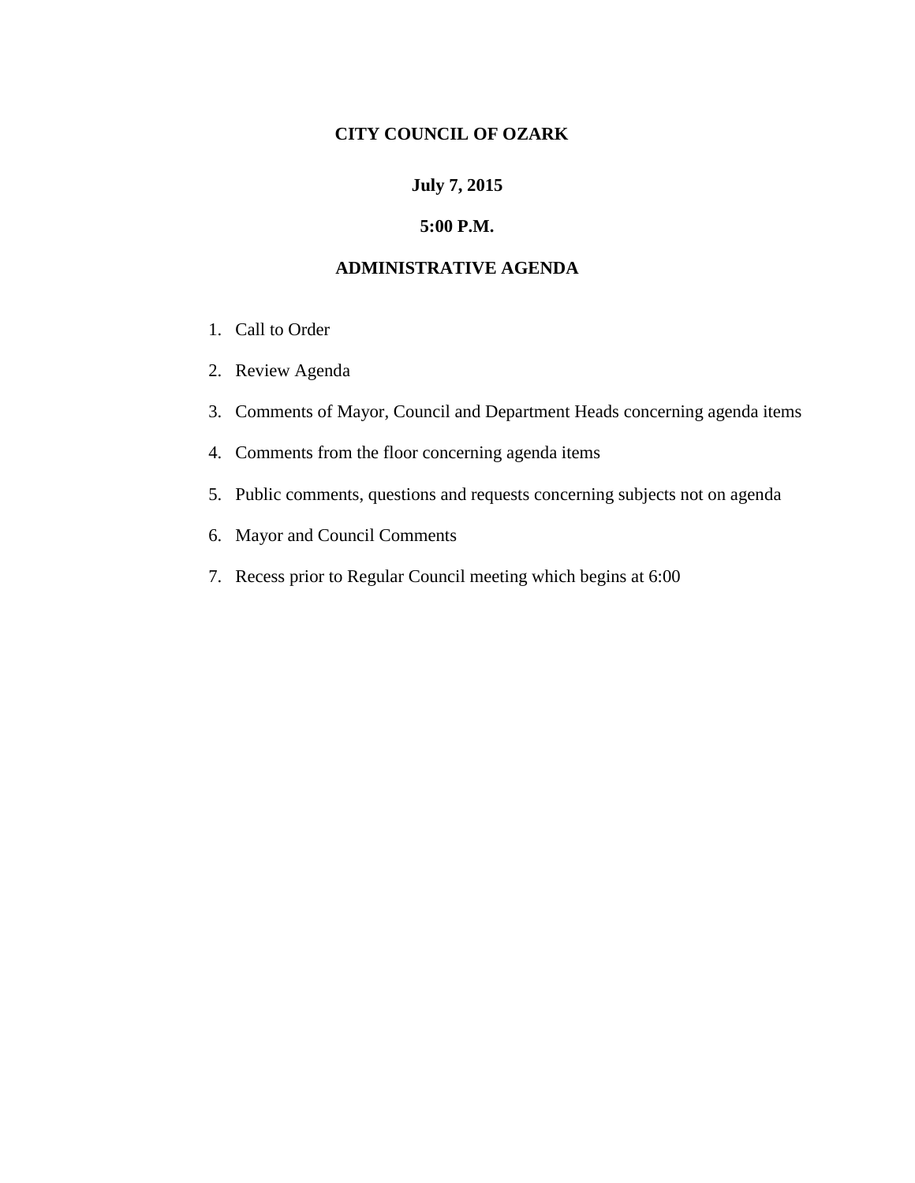**CITY COUNCIL OF OZARK**

**July 7, 2015**

**5:00 P.M.**

**ADMINISTRATIVE AGENDA**

1. Call to Order
2. Review Agenda
3. Comments of Mayor, Council and Department Heads concerning agenda items
4. Comments from the floor concerning agenda items
5. Public comments, questions and requests concerning subjects not on agenda
6. Mayor and Council Comments
7. Recess prior to Regular Council meeting which begins at 6:00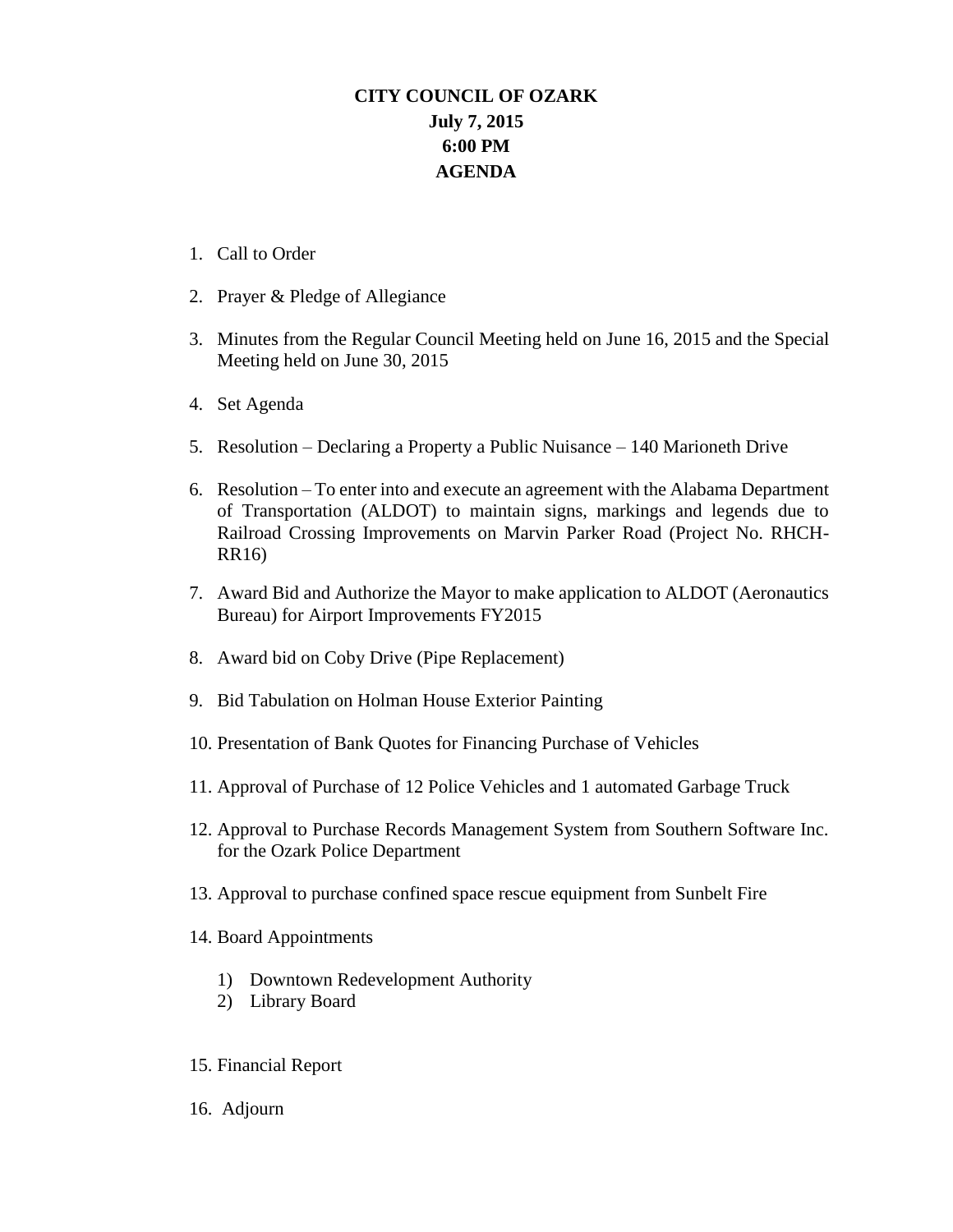# CITY COUNCIL OF OZARK
## July 7, 2015
## 6:00 PM
## AGENDA

1. Call to Order
2. Prayer & Pledge of Allegiance
3. Minutes from the Regular Council Meeting held on June 16, 2015 and the Special Meeting held on June 30, 2015
4. Set Agenda
5. Resolution – Declaring a Property a Public Nuisance – 140 Marioneth Drive
6. Resolution – To enter into and execute an agreement with the Alabama Department of Transportation (ALDOT) to maintain signs, markings and legends due to Railroad Crossing Improvements on Marvin Parker Road (Project No. RHCH-RR16)
7. Award Bid and Authorize the Mayor to make application to ALDOT (Aeronautics Bureau) for Airport Improvements FY2015
8. Award bid on Coby Drive (Pipe Replacement)
9. Bid Tabulation on Holman House Exterior Painting
10. Presentation of Bank Quotes for Financing Purchase of Vehicles
11. Approval of Purchase of 12 Police Vehicles and 1 automated Garbage Truck
12. Approval to Purchase Records Management System from Southern Software Inc. for the Ozark Police Department
13. Approval to purchase confined space rescue equipment from Sunbelt Fire
14. Board Appointments
    1) Downtown Redevelopment Authority
    2) Library Board
15. Financial Report
16. Adjourn